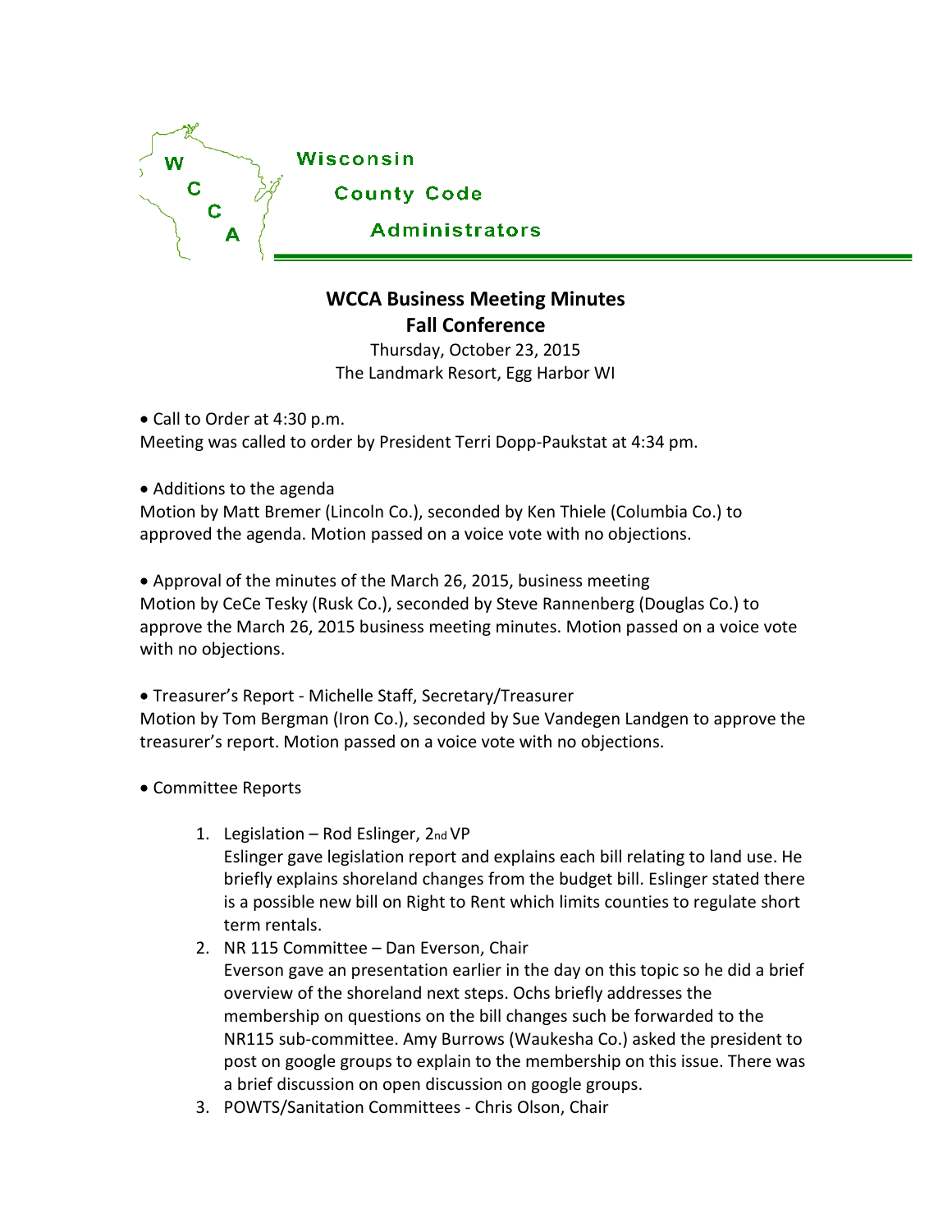Wisconsin County Code Administrators

# WCCA Business Meeting Minutes
## Fall Conference

Thursday, October 23, 2015
The Landmark Resort, Egg Harbor WI

- Call to Order at 4:30 p.m.

Meeting was called to order by President Terri Dopp-Paukstat at 4:34 pm.

- Additions to the agenda

Motion by Matt Bremer (Lincoln Co.), seconded by Ken Thiele (Columbia Co.) to approved the agenda. Motion passed on a voice vote with no objections.

- Approval of the minutes of the March 26, 2015, business meeting

Motion by CeCe Tesky (Rusk Co.), seconded by Steve Rannenberg (Douglas Co.) to approve the March 26, 2015 business meeting minutes. Motion passed on a voice vote with no objections.

- Treasurer's Report - Michelle Staff, Secretary/Treasurer

Motion by Tom Bergman (Iron Co.), seconded by Sue Vandegen Landgen to approve the treasurer's report. Motion passed on a voice vote with no objections.

- Committee Reports

1. Legislation – Rod Eslinger, 2nd VP
   Eslinger gave legislation report and explains each bill relating to land use. He briefly explains shoreland changes from the budget bill. Eslinger stated there is a possible new bill on Right to Rent which limits counties to regulate short term rentals.
2. NR 115 Committee – Dan Everson, Chair
   Everson gave an presentation earlier in the day on this topic so he did a brief overview of the shoreland next steps. Ochs briefly addresses the membership on questions on the bill changes such be forwarded to the NR115 sub-committee. Amy Burrows (Waukesha Co.) asked the president to post on google groups to explain to the membership on this issue. There was a brief discussion on open discussion on google groups.
3. POWTS/Sanitation Committees - Chris Olson, Chair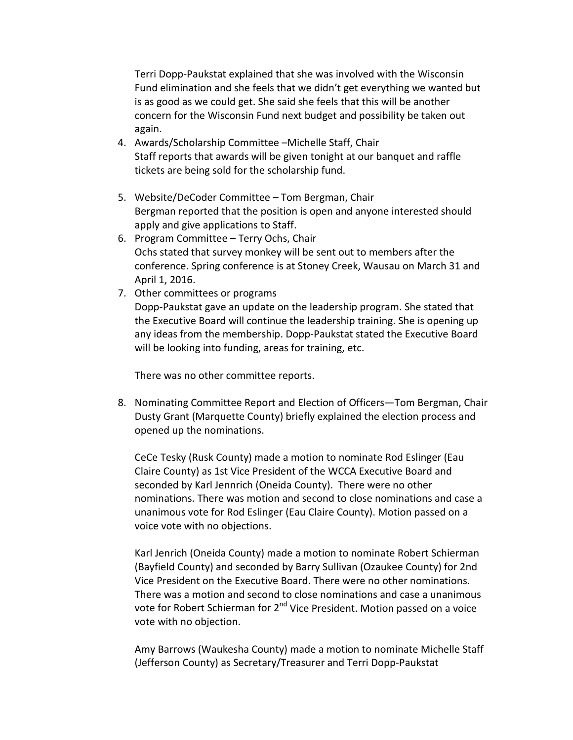Terri Dopp-Paukstat explained that she was involved with the Wisconsin Fund elimination and she feels that we didn't get everything we wanted but is as good as we could get. She said she feels that this will be another concern for the Wisconsin Fund next budget and possibility be taken out again.

4. Awards/Scholarship Committee –Michelle Staff, Chair
   Staff reports that awards will be given tonight at our banquet and raffle tickets are being sold for the scholarship fund.

5. Website/DeCoder Committee – Tom Bergman, Chair
   Bergman reported that the position is open and anyone interested should apply and give applications to Staff.
6. Program Committee – Terry Ochs, Chair
   Ochs stated that survey monkey will be sent out to members after the conference. Spring conference is at Stoney Creek, Wausau on March 31 and April 1, 2016.
7. Other committees or programs
   Dopp-Paukstat gave an update on the leadership program. She stated that the Executive Board will continue the leadership training. She is opening up any ideas from the membership. Dopp-Paukstat stated the Executive Board will be looking into funding, areas for training, etc.

   There was no other committee reports.

8. Nominating Committee Report and Election of Officers—Tom Bergman, Chair
   Dusty Grant (Marquette County) briefly explained the election process and opened up the nominations.

   CeCe Tesky (Rusk County) made a motion to nominate Rod Eslinger (Eau Claire County) as 1st Vice President of the WCCA Executive Board and seconded by Karl Jennrich (Oneida County). There were no other nominations. There was motion and second to close nominations and case a unanimous vote for Rod Eslinger (Eau Claire County). Motion passed on a voice vote with no objections.

   Karl Jenrich (Oneida County) made a motion to nominate Robert Schierman (Bayfield County) and seconded by Barry Sullivan (Ozaukee County) for 2nd Vice President on the Executive Board. There were no other nominations. There was a motion and second to close nominations and case a unanimous vote for Robert Schierman for 2nd Vice President. Motion passed on a voice vote with no objection.

   Amy Barrows (Waukesha County) made a motion to nominate Michelle Staff (Jefferson County) as Secretary/Treasurer and Terri Dopp-Paukstat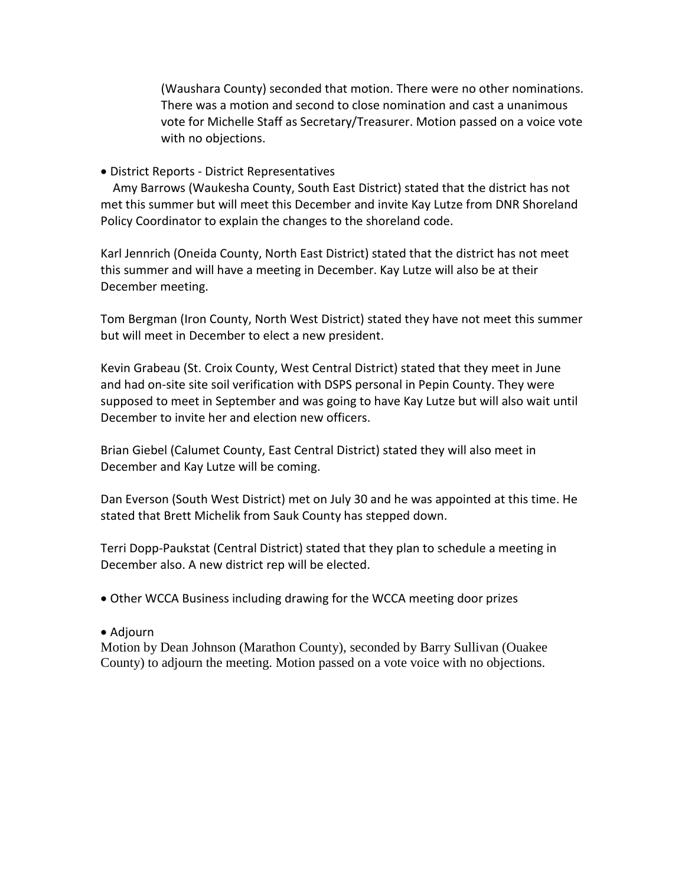(Waushara County) seconded that motion. There were no other nominations. There was a motion and second to close nomination and cast a unanimous vote for Michelle Staff as Secretary/Treasurer. Motion passed on a voice vote with no objections.

- District Reports - District Representatives

Amy Barrows (Waukesha County, South East District) stated that the district has not met this summer but will meet this December and invite Kay Lutze from DNR Shoreland Policy Coordinator to explain the changes to the shoreland code.

Karl Jennrich (Oneida County, North East District) stated that the district has not meet this summer and will have a meeting in December. Kay Lutze will also be at their December meeting.

Tom Bergman (Iron County, North West District) stated they have not meet this summer but will meet in December to elect a new president.

Kevin Grabeau (St. Croix County, West Central District) stated that they meet in June and had on-site site soil verification with DSPS personal in Pepin County. They were supposed to meet in September and was going to have Kay Lutze but will also wait until December to invite her and election new officers.

Brian Giebel (Calumet County, East Central District) stated they will also meet in December and Kay Lutze will be coming.

Dan Everson (South West District) met on July 30 and he was appointed at this time. He stated that Brett Michelik from Sauk County has stepped down.

Terri Dopp-Paukstat (Central District) stated that they plan to schedule a meeting in December also. A new district rep will be elected.

- Other WCCA Business including drawing for the WCCA meeting door prizes

- Adjourn

Motion by Dean Johnson (Marathon County), seconded by Barry Sullivan (Ouakee County) to adjourn the meeting. Motion passed on a vote voice with no objections.